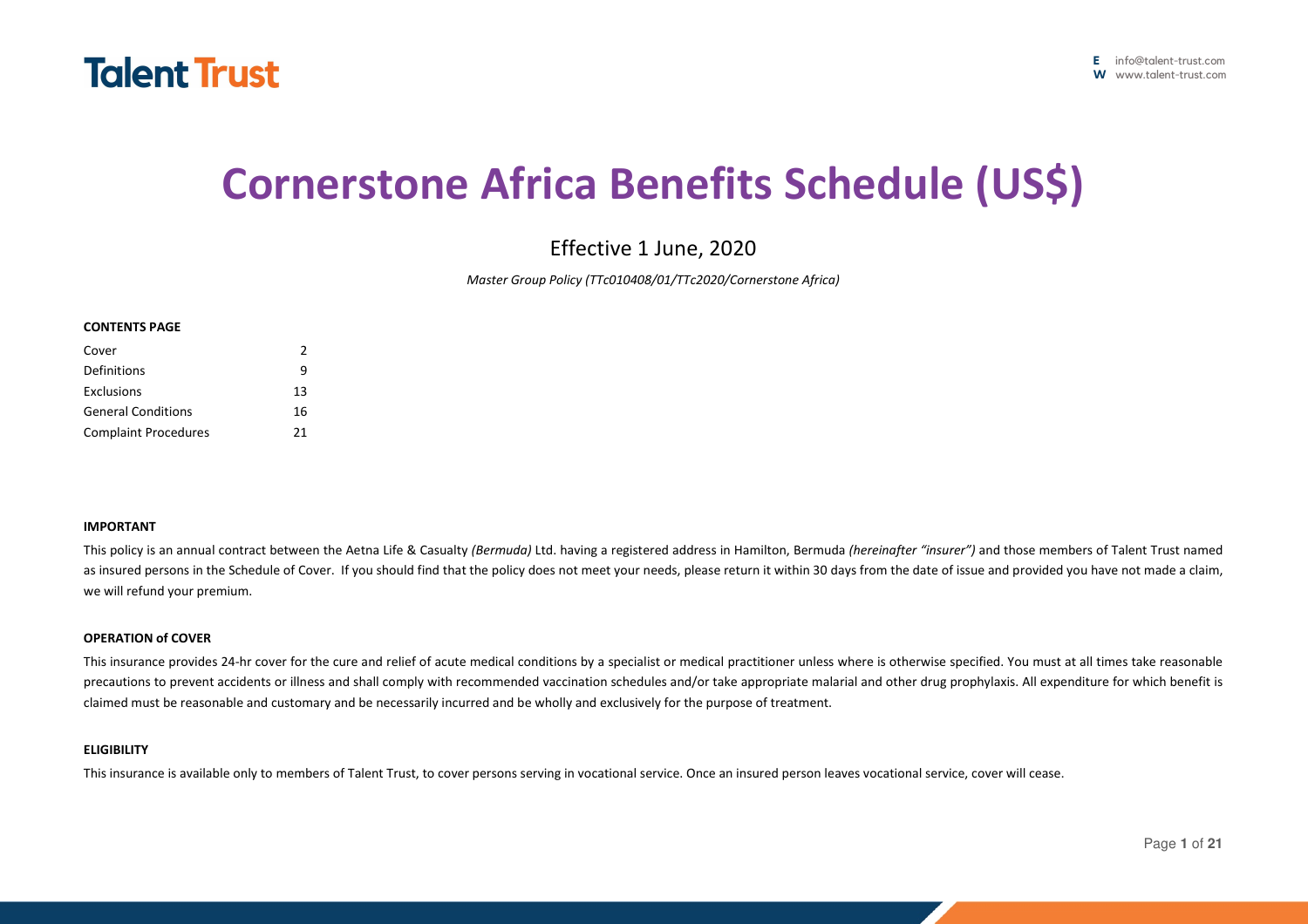Talent Trust

E info@talent-trust.com
W www.talent-trust.com

# Cornerstone Africa Benefits Schedule (US$)

Effective 1 June, 2020

*Master Group Policy (TTc010408/01/TTc2020/Cornerstone Africa)*

**CONTENTS PAGE**

| | |
|---|---|
| Cover | 2 |
| Definitions | 9 |
| Exclusions | 13 |
| General Conditions | 16 |
| Complaint Procedures | 21 |

**IMPORTANT**

This policy is an annual contract between the Aetna Life & Casualty *(Bermuda)* Ltd. having a registered address in Hamilton, Bermuda *(hereinafter "insurer")* and those members of Talent Trust named as insured persons in the Schedule of Cover. If you should find that the policy does not meet your needs, please return it within 30 days from the date of issue and provided you have not made a claim, we will refund your premium.

**OPERATION of COVER**

This insurance provides 24-hr cover for the cure and relief of acute medical conditions by a specialist or medical practitioner unless where is otherwise specified. You must at all times take reasonable precautions to prevent accidents or illness and shall comply with recommended vaccination schedules and/or take appropriate malarial and other drug prophylaxis. All expenditure for which benefit is claimed must be reasonable and customary and be necessarily incurred and be wholly and exclusively for the purpose of treatment.

**ELIGIBILITY**

This insurance is available only to members of Talent Trust, to cover persons serving in vocational service. Once an insured person leaves vocational service, cover will cease.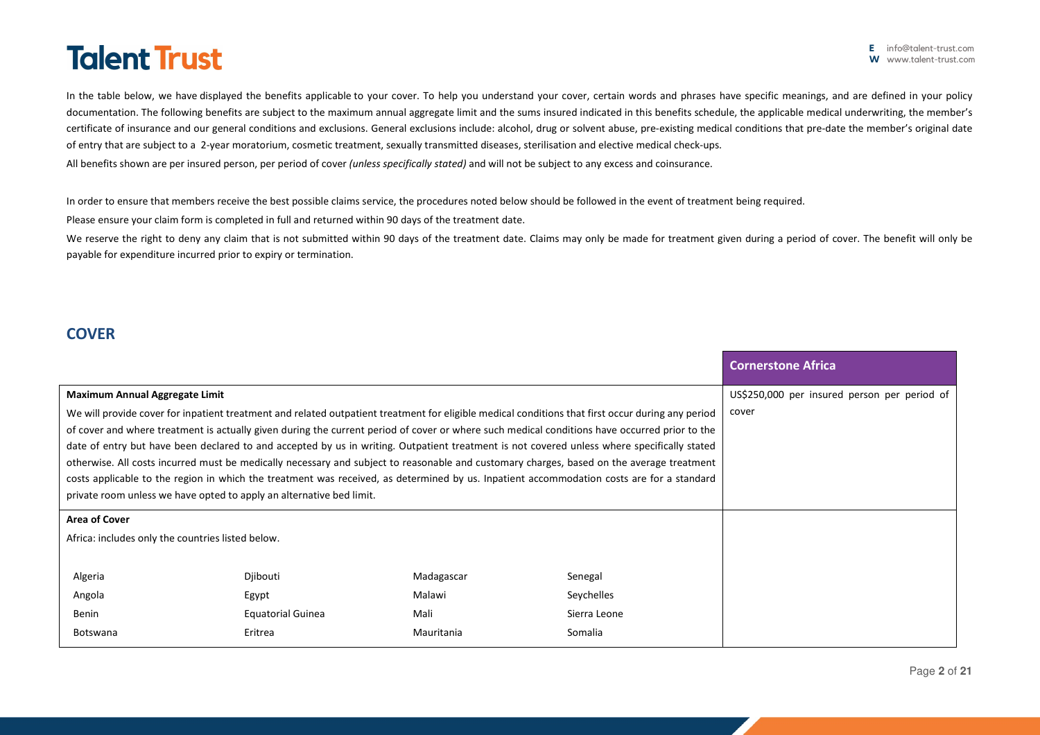In the table below, we have displayed the benefits applicable to your cover. To help you understand your cover, certain words and phrases have specific meanings, and are defined in your policy documentation. The following benefits are subject to the maximum annual aggregate limit and the sums insured indicated in this benefits schedule, the applicable medical underwriting, the member's certificate of insurance and our general conditions and exclusions. General exclusions include: alcohol, drug or solvent abuse, pre-existing medical conditions that pre-date the member's original date of entry that are subject to a 2-year moratorium, cosmetic treatment, sexually transmitted diseases, sterilisation and elective medical check-ups.

All benefits shown are per insured person, per period of cover *(unless specifically stated)* and will not be subject to any excess and coinsurance.

In order to ensure that members receive the best possible claims service, the procedures noted below should be followed in the event of treatment being required.

Please ensure your claim form is completed in full and returned within 90 days of the treatment date.

We reserve the right to deny any claim that is not submitted within 90 days of the treatment date. Claims may only be made for treatment given during a period of cover. The benefit will only be payable for expenditure incurred prior to expiry or termination.

## COVER

| | Cornerstone Africa |
|---|---|
| **Maximum Annual Aggregate Limit**<br><br>We will provide cover for inpatient treatment and related outpatient treatment for eligible medical conditions that first occur during any period of cover and where treatment is actually given during the current period of cover or where such medical conditions have occurred prior to the date of entry but have been declared to and accepted by us in writing. Outpatient treatment is not covered unless where specifically stated otherwise. All costs incurred must be medically necessary and subject to reasonable and customary charges, based on the average treatment costs applicable to the region in which the treatment was received, as determined by us. Inpatient accommodation costs are for a standard private room unless we have opted to apply an alternative bed limit. | US$250,000 per insured person per period of cover |
| **Area of Cover**<br><br>Africa: includes only the countries listed below.<br><br>Algeria, Djibouti, Madagascar, Senegal<br>Angola, Egypt, Malawi, Seychelles<br>Benin, Equatorial Guinea, Mali, Sierra Leone<br>Botswana, Eritrea, Mauritania, Somalia | |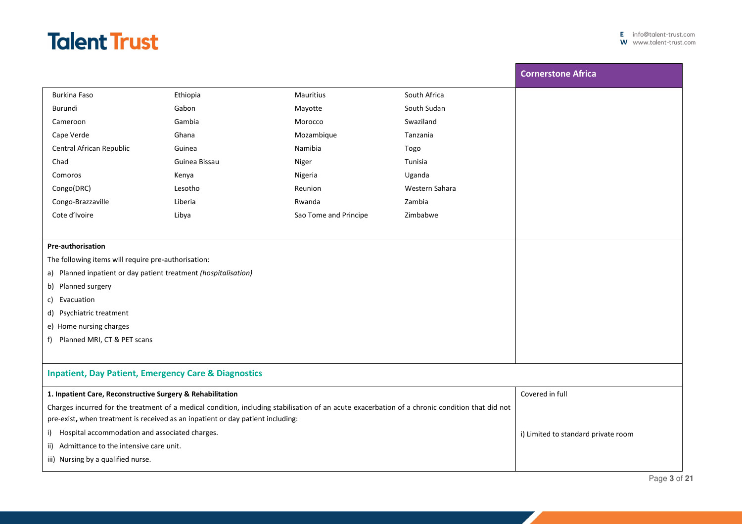| | | | | Cornerstone Africa |
|---|---|---|---|---|
| Burkina Faso | Ethiopia | Mauritius | South Africa | |
| Burundi | Gabon | Mayotte | South Sudan | |
| Cameroon | Gambia | Morocco | Swaziland | |
| Cape Verde | Ghana | Mozambique | Tanzania | |
| Central African Republic | Guinea | Namibia | Togo | |
| Chad | Guinea Bissau | Niger | Tunisia | |
| Comoros | Kenya | Nigeria | Uganda | |
| Congo(DRC) | Lesotho | Reunion | Western Sahara | |
| Congo-Brazzaville | Liberia | Rwanda | Zambia | |
| Cote d'Ivoire | Libya | Sao Tome and Principe | Zimbabwe | |

**Pre-authorisation**

The following items will require pre-authorisation:

a) Planned inpatient or day patient treatment *(hospitalisation)*
b) Planned surgery
c) Evacuation
d) Psychiatric treatment
e) Home nursing charges
f) Planned MRI, CT & PET scans

## Inpatient, Day Patient, Emergency Care & Diagnostics

| Benefit | Cornerstone Africa |
|---|---|
| **1. Inpatient Care, Reconstructive Surgery & Rehabilitation**<br>Charges incurred for the treatment of a medical condition, including stabilisation of an acute exacerbation of a chronic condition that did not pre-exist, when treatment is received as an inpatient or day patient including:<br>i) Hospital accommodation and associated charges.<br>ii) Admittance to the intensive care unit.<br>iii) Nursing by a qualified nurse. | Covered in full<br><br>i) Limited to standard private room |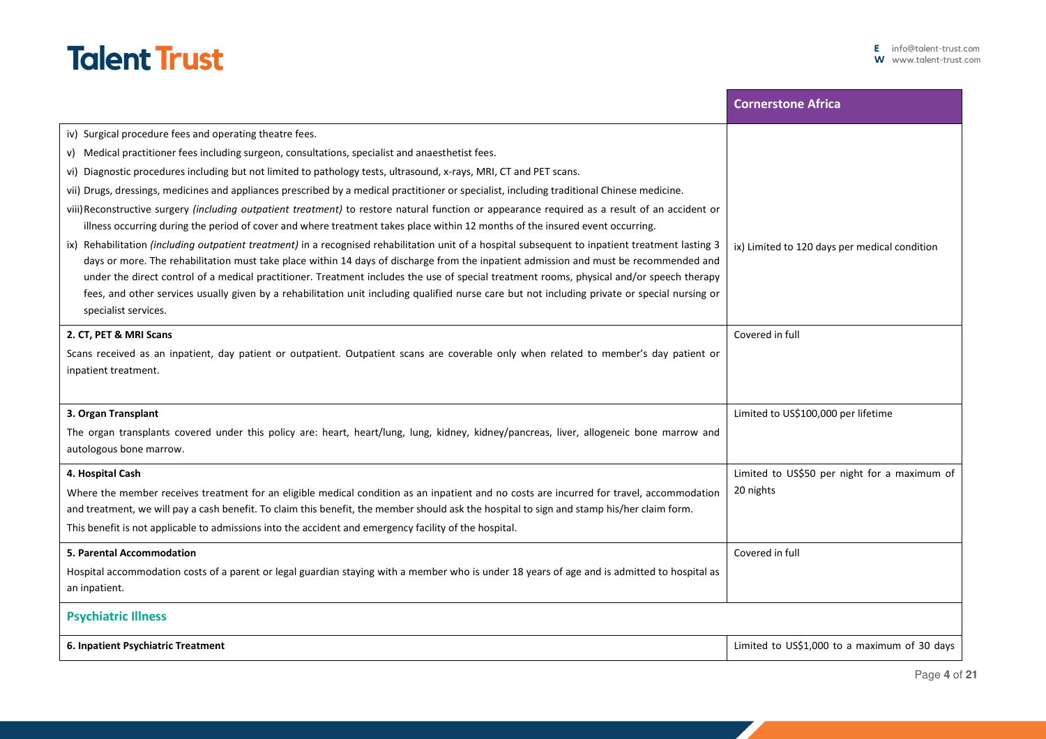| | Cornerstone Africa |
|---|---|
| iv) Surgical procedure fees and operating theatre fees.<br>v) Medical practitioner fees including surgeon, consultations, specialist and anaesthetist fees.<br>vi) Diagnostic procedures including but not limited to pathology tests, ultrasound, x-rays, MRI, CT and PET scans.<br>vii) Drugs, dressings, medicines and appliances prescribed by a medical practitioner or specialist, including traditional Chinese medicine.<br>viii) Reconstructive surgery *(including outpatient treatment)* to restore natural function or appearance required as a result of an accident or illness occurring during the period of cover and where treatment takes place within 12 months of the insured event occurring.<br>ix) Rehabilitation *(including outpatient treatment)* in a recognised rehabilitation unit of a hospital subsequent to inpatient treatment lasting 3 days or more. The rehabilitation must take place within 14 days of discharge from the inpatient admission and must be recommended and under the direct control of a medical practitioner. Treatment includes the use of special treatment rooms, physical and/or speech therapy fees, and other services usually given by a rehabilitation unit including qualified nurse care but not including private or special nursing or specialist services. | ix) Limited to 120 days per medical condition |
| **2. CT, PET & MRI Scans**<br>Scans received as an inpatient, day patient or outpatient. Outpatient scans are coverable only when related to member's day patient or inpatient treatment. | Covered in full |
| **3. Organ Transplant**<br>The organ transplants covered under this policy are: heart, heart/lung, lung, kidney, kidney/pancreas, liver, allogeneic bone marrow and autologous bone marrow. | Limited to US$100,000 per lifetime |
| **4. Hospital Cash**<br>Where the member receives treatment for an eligible medical condition as an inpatient and no costs are incurred for travel, accommodation and treatment, we will pay a cash benefit. To claim this benefit, the member should ask the hospital to sign and stamp his/her claim form.<br>This benefit is not applicable to admissions into the accident and emergency facility of the hospital. | Limited to US$50 per night for a maximum of 20 nights |
| **5. Parental Accommodation**<br>Hospital accommodation costs of a parent or legal guardian staying with a member who is under 18 years of age and is admitted to hospital as an inpatient. | Covered in full |
| **Psychiatric Illness** | |
| **6. Inpatient Psychiatric Treatment** | Limited to US$1,000 to a maximum of 30 days |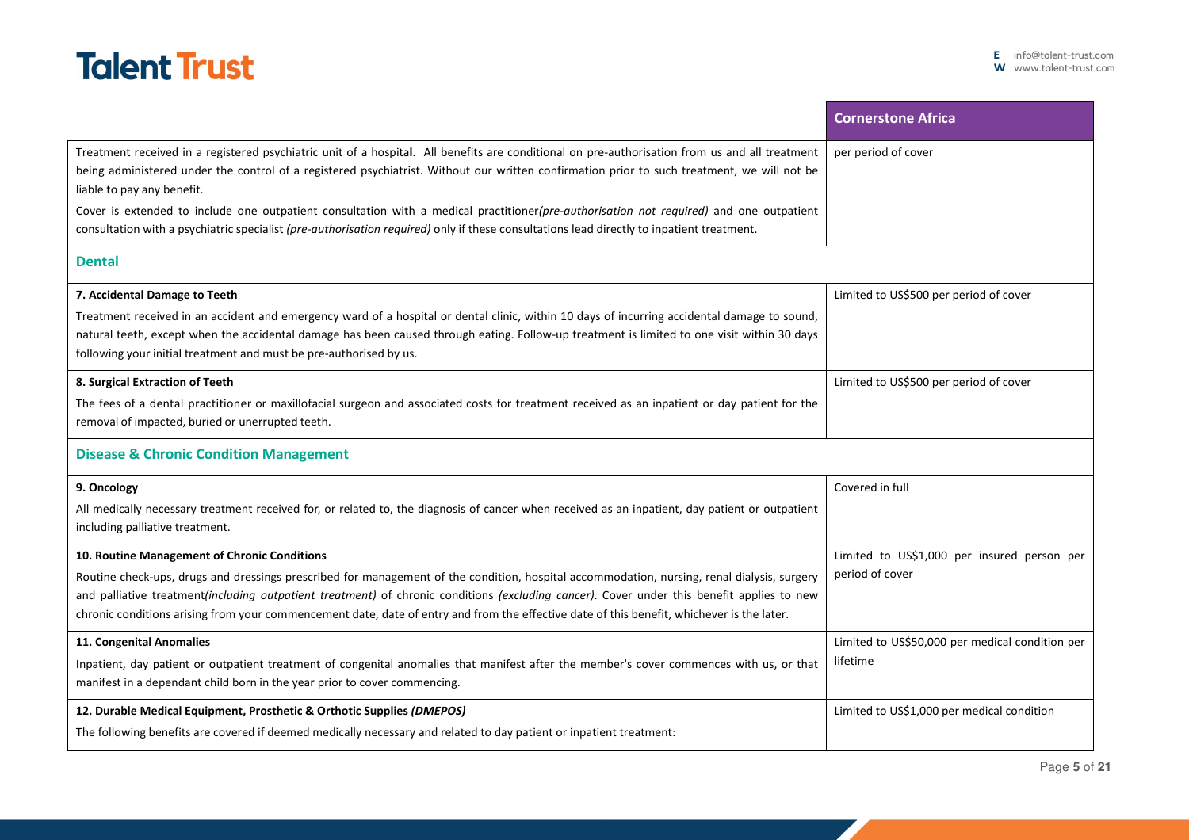| | Cornerstone Africa |
|---|---|
| Treatment received in a registered psychiatric unit of a hospital. All benefits are conditional on pre-authorisation from us and all treatment being administered under the control of a registered psychiatrist. Without our written confirmation prior to such treatment, we will not be liable to pay any benefit.<br><br>Cover is extended to include one outpatient consultation with a medical practitioner *(pre-authorisation not required)* and one outpatient consultation with a psychiatric specialist *(pre-authorisation required)* only if these consultations lead directly to inpatient treatment. | per period of cover |
| **Dental** | |
| **7. Accidental Damage to Teeth**<br><br>Treatment received in an accident and emergency ward of a hospital or dental clinic, within 10 days of incurring accidental damage to sound, natural teeth, except when the accidental damage has been caused through eating. Follow-up treatment is limited to one visit within 30 days following your initial treatment and must be pre-authorised by us. | Limited to US$500 per period of cover |
| **8. Surgical Extraction of Teeth**<br><br>The fees of a dental practitioner or maxillofacial surgeon and associated costs for treatment received as an inpatient or day patient for the removal of impacted, buried or unerrupted teeth. | Limited to US$500 per period of cover |
| **Disease & Chronic Condition Management** | |
| **9. Oncology**<br><br>All medically necessary treatment received for, or related to, the diagnosis of cancer when received as an inpatient, day patient or outpatient including palliative treatment. | Covered in full |
| **10. Routine Management of Chronic Conditions**<br><br>Routine check-ups, drugs and dressings prescribed for management of the condition, hospital accommodation, nursing, renal dialysis, surgery and palliative treatment *(including outpatient treatment)* of chronic conditions *(excluding cancer)*. Cover under this benefit applies to new chronic conditions arising from your commencement date, date of entry and from the effective date of this benefit, whichever is the later. | Limited to US$1,000 per insured person per period of cover |
| **11. Congenital Anomalies**<br><br>Inpatient, day patient or outpatient treatment of congenital anomalies that manifest after the member's cover commences with us, or that manifest in a dependant child born in the year prior to cover commencing. | Limited to US$50,000 per medical condition per lifetime |
| **12. Durable Medical Equipment, Prosthetic & Orthotic Supplies *(DMEPOS)***<br><br>The following benefits are covered if deemed medically necessary and related to day patient or inpatient treatment: | Limited to US$1,000 per medical condition |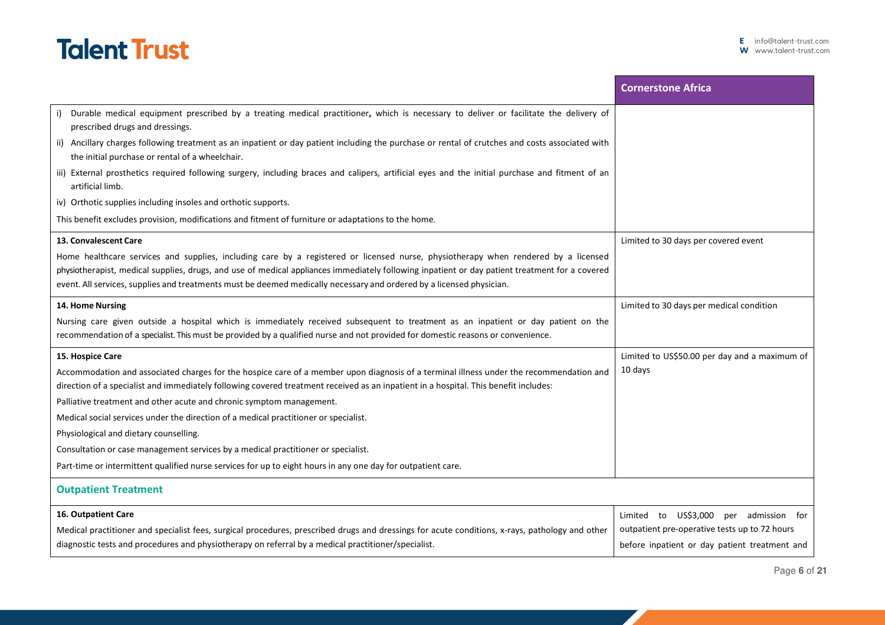| | Cornerstone Africa |
|---|---|
| i) Durable medical equipment prescribed by a treating medical practitioner, which is necessary to deliver or facilitate the delivery of prescribed drugs and dressings.<br>ii) Ancillary charges following treatment as an inpatient or day patient including the purchase or rental of crutches and costs associated with the initial purchase or rental of a wheelchair.<br>iii) External prosthetics required following surgery, including braces and calipers, artificial eyes and the initial purchase and fitment of an artificial limb.<br>iv) Orthotic supplies including insoles and orthotic supports.<br>This benefit excludes provision, modifications and fitment of furniture or adaptations to the home. | |
| **13. Convalescent Care**<br>Home healthcare services and supplies, including care by a registered or licensed nurse, physiotherapy when rendered by a licensed physiotherapist, medical supplies, drugs, and use of medical appliances immediately following inpatient or day patient treatment for a covered event. All services, supplies and treatments must be deemed medically necessary and ordered by a licensed physician. | Limited to 30 days per covered event |
| **14. Home Nursing**<br>Nursing care given outside a hospital which is immediately received subsequent to treatment as an inpatient or day patient on the recommendation of a specialist. This must be provided by a qualified nurse and not provided for domestic reasons or convenience. | Limited to 30 days per medical condition |
| **15. Hospice Care**<br>Accommodation and associated charges for the hospice care of a member upon diagnosis of a terminal illness under the recommendation and direction of a specialist and immediately following covered treatment received as an inpatient in a hospital. This benefit includes:<br>Palliative treatment and other acute and chronic symptom management.<br>Medical social services under the direction of a medical practitioner or specialist.<br>Physiological and dietary counselling.<br>Consultation or case management services by a medical practitioner or specialist.<br>Part-time or intermittent qualified nurse services for up to eight hours in any one day for outpatient care. | Limited to US$50.00 per day and a maximum of 10 days |

## Outpatient Treatment

| | |
|---|---|
| **16. Outpatient Care**<br>Medical practitioner and specialist fees, surgical procedures, prescribed drugs and dressings for acute conditions, x-rays, pathology and other diagnostic tests and procedures and physiotherapy on referral by a medical practitioner/specialist. | Limited to US$3,000 per admission for outpatient pre-operative tests up to 72 hours before inpatient or day patient treatment and |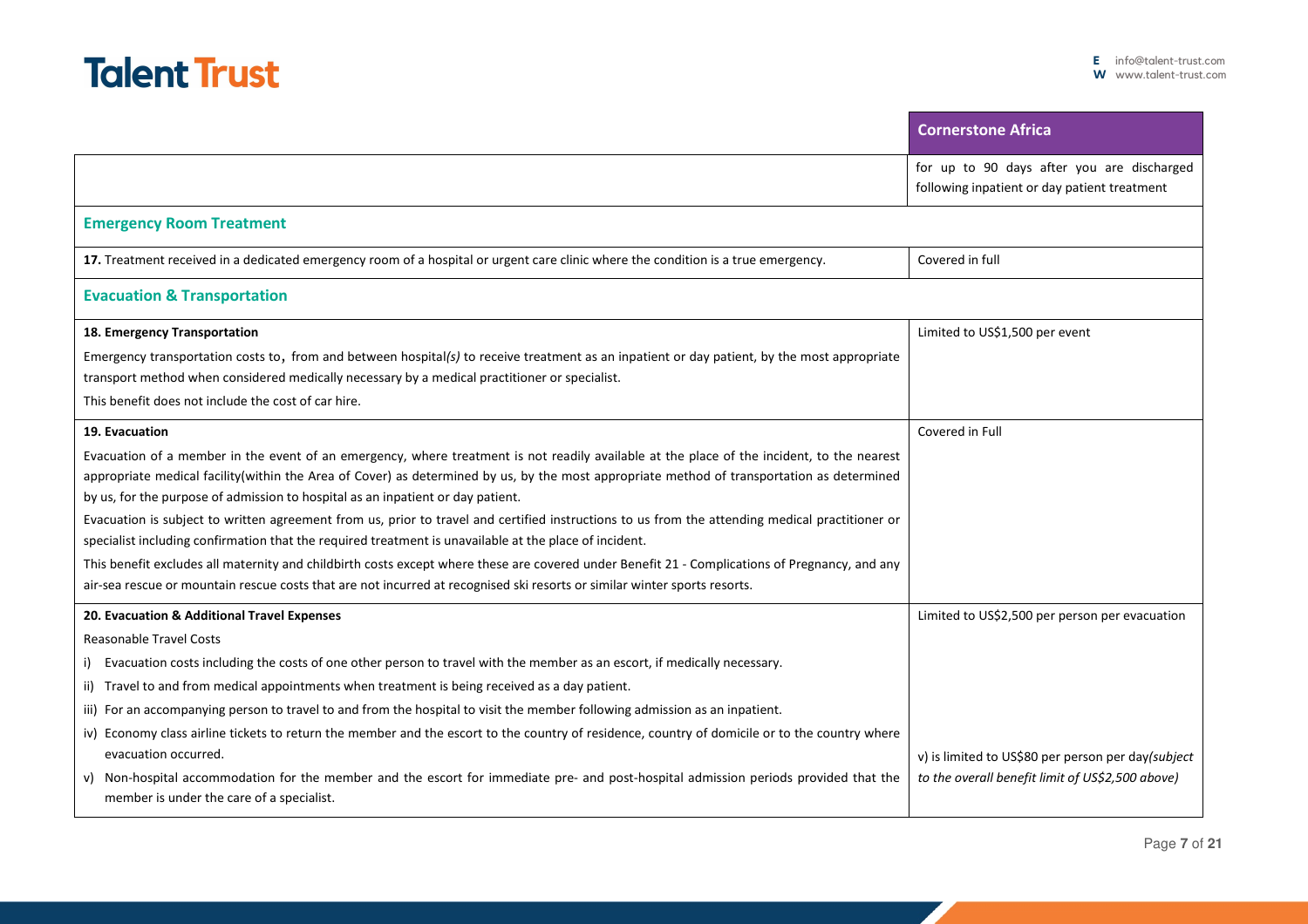| | Cornerstone Africa |
|---|---|
| | for up to 90 days after you are discharged following inpatient or day patient treatment |
| **Emergency Room Treatment** | |
| **17.** Treatment received in a dedicated emergency room of a hospital or urgent care clinic where the condition is a true emergency. | Covered in full |
| **Evacuation & Transportation** | |
| **18. Emergency Transportation**<br>Emergency transportation costs to, from and between hospital*(s)* to receive treatment as an inpatient or day patient, by the most appropriate transport method when considered medically necessary by a medical practitioner or specialist.<br>This benefit does not include the cost of car hire. | Limited to US$1,500 per event |
| **19. Evacuation**<br>Evacuation of a member in the event of an emergency, where treatment is not readily available at the place of the incident, to the nearest appropriate medical facility(within the Area of Cover) as determined by us, by the most appropriate method of transportation as determined by us, for the purpose of admission to hospital as an inpatient or day patient.<br>Evacuation is subject to written agreement from us, prior to travel and certified instructions to us from the attending medical practitioner or specialist including confirmation that the required treatment is unavailable at the place of incident.<br>This benefit excludes all maternity and childbirth costs except where these are covered under Benefit 21 - Complications of Pregnancy, and any air-sea rescue or mountain rescue costs that are not incurred at recognised ski resorts or similar winter sports resorts. | Covered in Full |
| **20. Evacuation & Additional Travel Expenses**<br>Reasonable Travel Costs<br>i) Evacuation costs including the costs of one other person to travel with the member as an escort, if medically necessary.<br>ii) Travel to and from medical appointments when treatment is being received as a day patient.<br>iii) For an accompanying person to travel to and from the hospital to visit the member following admission as an inpatient.<br>iv) Economy class airline tickets to return the member and the escort to the country of residence, country of domicile or to the country where evacuation occurred.<br>v) Non-hospital accommodation for the member and the escort for immediate pre- and post-hospital admission periods provided that the member is under the care of a specialist. | Limited to US$2,500 per person per evacuation<br><br>v) is limited to US$80 per person per day*(subject to the overall benefit limit of US$2,500 above)* |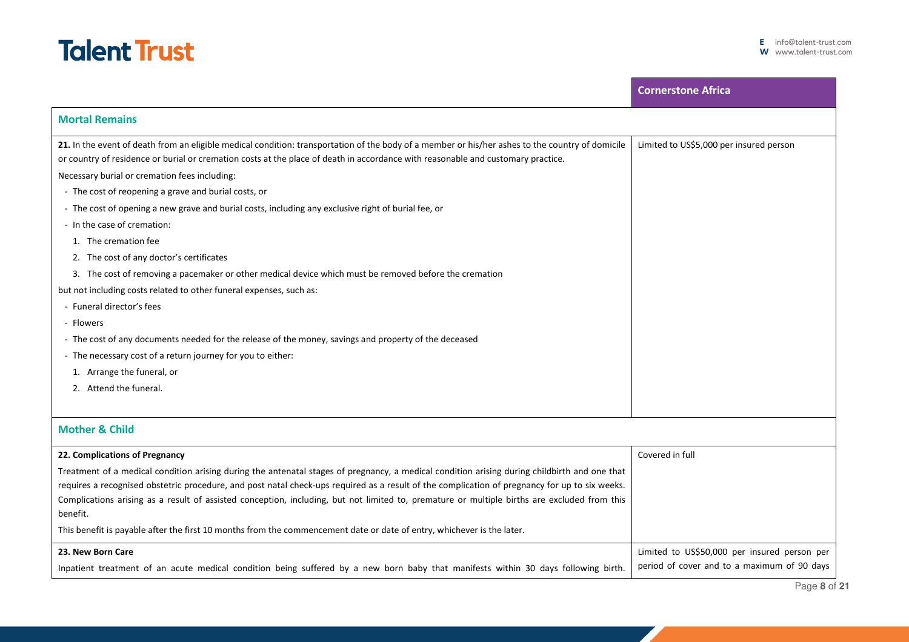| | Cornerstone Africa |
|---|---|
| **Mortal Remains** | |
| **21.** In the event of death from an eligible medical condition: transportation of the body of a member or his/her ashes to the country of domicile or country of residence or burial or cremation costs at the place of death in accordance with reasonable and customary practice.<br><br>Necessary burial or cremation fees including:<br>- The cost of reopening a grave and burial costs, or<br>- The cost of opening a new grave and burial costs, including any exclusive right of burial fee, or<br>- In the case of cremation:<br>1. The cremation fee<br>2. The cost of any doctor's certificates<br>3. The cost of removing a pacemaker or other medical device which must be removed before the cremation<br><br>but not including costs related to other funeral expenses, such as:<br>- Funeral director's fees<br>- Flowers<br>- The cost of any documents needed for the release of the money, savings and property of the deceased<br>- The necessary cost of a return journey for you to either:<br>1. Arrange the funeral, or<br>2. Attend the funeral. | Limited to US$5,000 per insured person |
| **Mother & Child** | |
| **22. Complications of Pregnancy**<br><br>Treatment of a medical condition arising during the antenatal stages of pregnancy, a medical condition arising during childbirth and one that requires a recognised obstetric procedure, and post natal check-ups required as a result of the complication of pregnancy for up to six weeks. Complications arising as a result of assisted conception, including, but not limited to, premature or multiple births are excluded from this benefit.<br><br>This benefit is payable after the first 10 months from the commencement date or date of entry, whichever is the later. | Covered in full |
| **23. New Born Care**<br><br>Inpatient treatment of an acute medical condition being suffered by a new born baby that manifests within 30 days following birth. | Limited to US$50,000 per insured person per period of cover and to a maximum of 90 days |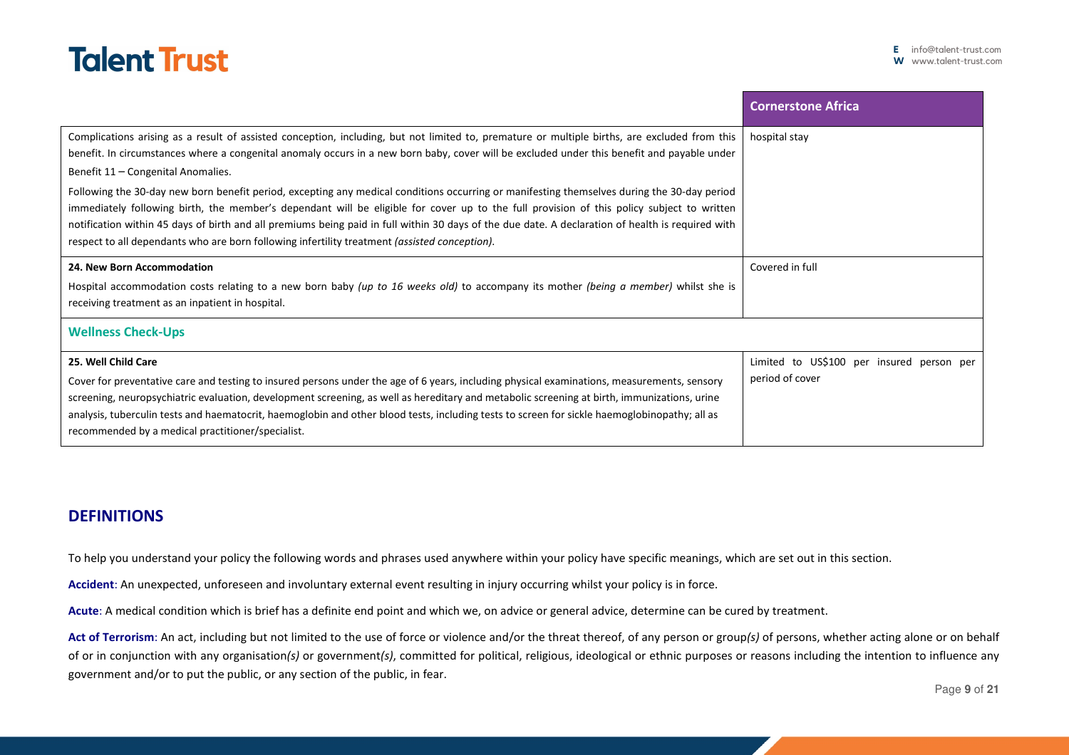| | Cornerstone Africa |
|---|---|
| Complications arising as a result of assisted conception, including, but not limited to, premature or multiple births, are excluded from this benefit. In circumstances where a congenital anomaly occurs in a new born baby, cover will be excluded under this benefit and payable under Benefit 11 – Congenital Anomalies.<br><br>Following the 30-day new born benefit period, excepting any medical conditions occurring or manifesting themselves during the 30-day period immediately following birth, the member's dependant will be eligible for cover up to the full provision of this policy subject to written notification within 45 days of birth and all premiums being paid in full within 30 days of the due date. A declaration of health is required with respect to all dependants who are born following infertility treatment *(assisted conception)*. | hospital stay |
| **24. New Born Accommodation**<br><br>Hospital accommodation costs relating to a new born baby *(up to 16 weeks old)* to accompany its mother *(being a member)* whilst she is receiving treatment as an inpatient in hospital. | Covered in full |
| **Wellness Check-Ups** | |
| **25. Well Child Care**<br><br>Cover for preventative care and testing to insured persons under the age of 6 years, including physical examinations, measurements, sensory screening, neuropsychiatric evaluation, development screening, as well as hereditary and metabolic screening at birth, immunizations, urine analysis, tuberculin tests and haematocrit, haemoglobin and other blood tests, including tests to screen for sickle haemoglobinopathy; all as recommended by a medical practitioner/specialist. | Limited to US$100 per insured person per period of cover |

## DEFINITIONS

To help you understand your policy the following words and phrases used anywhere within your policy have specific meanings, which are set out in this section.

**Accident**: An unexpected, unforeseen and involuntary external event resulting in injury occurring whilst your policy is in force.

**Acute**: A medical condition which is brief has a definite end point and which we, on advice or general advice, determine can be cured by treatment.

**Act of Terrorism**: An act, including but not limited to the use of force or violence and/or the threat thereof, of any person or group*(s)* of persons, whether acting alone or on behalf of or in conjunction with any organisation*(s)* or government*(s)*, committed for political, religious, ideological or ethnic purposes or reasons including the intention to influence any government and/or to put the public, or any section of the public, in fear.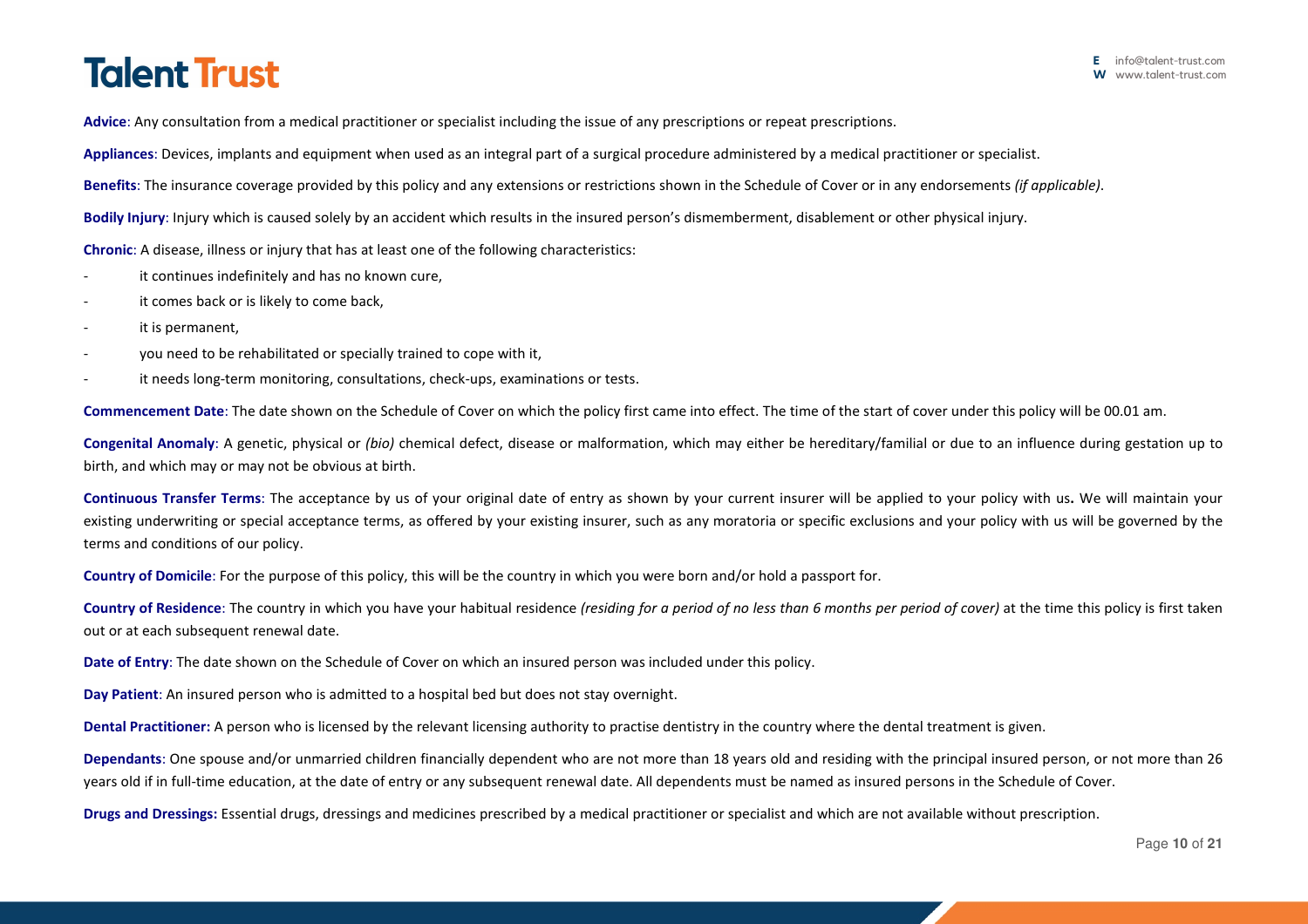**Advice**: Any consultation from a medical practitioner or specialist including the issue of any prescriptions or repeat prescriptions.

**Appliances**: Devices, implants and equipment when used as an integral part of a surgical procedure administered by a medical practitioner or specialist.

**Benefits**: The insurance coverage provided by this policy and any extensions or restrictions shown in the Schedule of Cover or in any endorsements *(if applicable)*.

**Bodily Injury**: Injury which is caused solely by an accident which results in the insured person's dismemberment, disablement or other physical injury.

**Chronic**: A disease, illness or injury that has at least one of the following characteristics:

- it continues indefinitely and has no known cure,
- it comes back or is likely to come back,
- it is permanent,
- you need to be rehabilitated or specially trained to cope with it,
- it needs long-term monitoring, consultations, check-ups, examinations or tests.

**Commencement Date**: The date shown on the Schedule of Cover on which the policy first came into effect. The time of the start of cover under this policy will be 00.01 am.

**Congenital Anomaly**: A genetic, physical or *(bio)* chemical defect, disease or malformation, which may either be hereditary/familial or due to an influence during gestation up to birth, and which may or may not be obvious at birth.

**Continuous Transfer Terms**: The acceptance by us of your original date of entry as shown by your current insurer will be applied to your policy with us**.** We will maintain your existing underwriting or special acceptance terms, as offered by your existing insurer, such as any moratoria or specific exclusions and your policy with us will be governed by the terms and conditions of our policy.

**Country of Domicile**: For the purpose of this policy, this will be the country in which you were born and/or hold a passport for.

**Country of Residence**: The country in which you have your habitual residence *(residing for a period of no less than 6 months per period of cover)* at the time this policy is first taken out or at each subsequent renewal date.

**Date of Entry**: The date shown on the Schedule of Cover on which an insured person was included under this policy.

**Day Patient**: An insured person who is admitted to a hospital bed but does not stay overnight.

**Dental Practitioner:** A person who is licensed by the relevant licensing authority to practise dentistry in the country where the dental treatment is given.

**Dependants**: One spouse and/or unmarried children financially dependent who are not more than 18 years old and residing with the principal insured person, or not more than 26 years old if in full-time education, at the date of entry or any subsequent renewal date. All dependents must be named as insured persons in the Schedule of Cover.

**Drugs and Dressings:** Essential drugs, dressings and medicines prescribed by a medical practitioner or specialist and which are not available without prescription.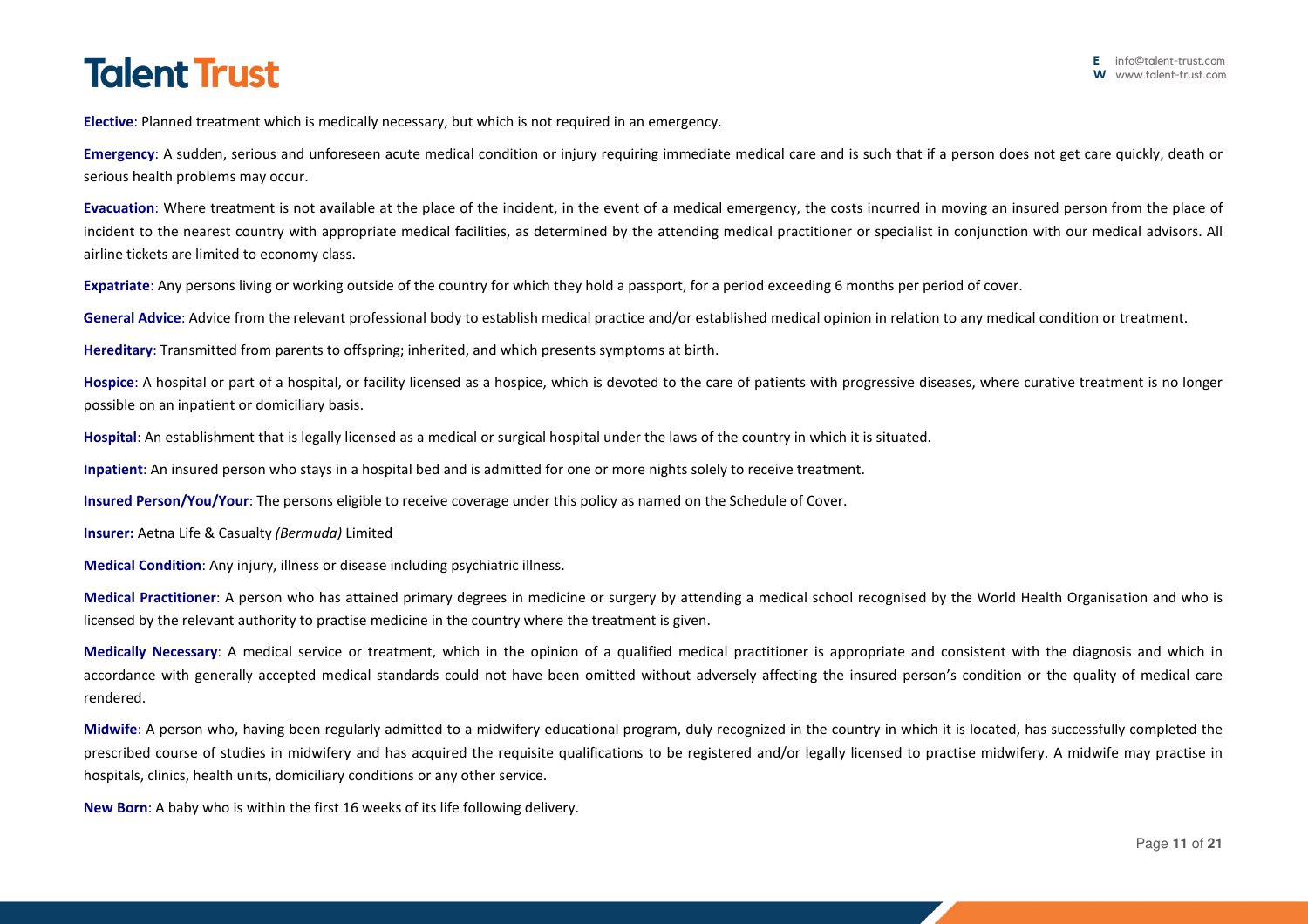**Elective**: Planned treatment which is medically necessary, but which is not required in an emergency.

**Emergency**: A sudden, serious and unforeseen acute medical condition or injury requiring immediate medical care and is such that if a person does not get care quickly, death or serious health problems may occur.

**Evacuation**: Where treatment is not available at the place of the incident, in the event of a medical emergency, the costs incurred in moving an insured person from the place of incident to the nearest country with appropriate medical facilities, as determined by the attending medical practitioner or specialist in conjunction with our medical advisors. All airline tickets are limited to economy class.

**Expatriate**: Any persons living or working outside of the country for which they hold a passport, for a period exceeding 6 months per period of cover.

**General Advice**: Advice from the relevant professional body to establish medical practice and/or established medical opinion in relation to any medical condition or treatment.

**Hereditary**: Transmitted from parents to offspring; inherited, and which presents symptoms at birth.

**Hospice**: A hospital or part of a hospital, or facility licensed as a hospice, which is devoted to the care of patients with progressive diseases, where curative treatment is no longer possible on an inpatient or domiciliary basis.

**Hospital**: An establishment that is legally licensed as a medical or surgical hospital under the laws of the country in which it is situated.

**Inpatient**: An insured person who stays in a hospital bed and is admitted for one or more nights solely to receive treatment.

**Insured Person/You/Your**: The persons eligible to receive coverage under this policy as named on the Schedule of Cover.

**Insurer:** Aetna Life & Casualty *(Bermuda)* Limited

**Medical Condition**: Any injury, illness or disease including psychiatric illness.

**Medical Practitioner**: A person who has attained primary degrees in medicine or surgery by attending a medical school recognised by the World Health Organisation and who is licensed by the relevant authority to practise medicine in the country where the treatment is given.

**Medically Necessary**: A medical service or treatment, which in the opinion of a qualified medical practitioner is appropriate and consistent with the diagnosis and which in accordance with generally accepted medical standards could not have been omitted without adversely affecting the insured person's condition or the quality of medical care rendered.

**Midwife**: A person who, having been regularly admitted to a midwifery educational program, duly recognized in the country in which it is located, has successfully completed the prescribed course of studies in midwifery and has acquired the requisite qualifications to be registered and/or legally licensed to practise midwifery. A midwife may practise in hospitals, clinics, health units, domiciliary conditions or any other service.

**New Born**: A baby who is within the first 16 weeks of its life following delivery.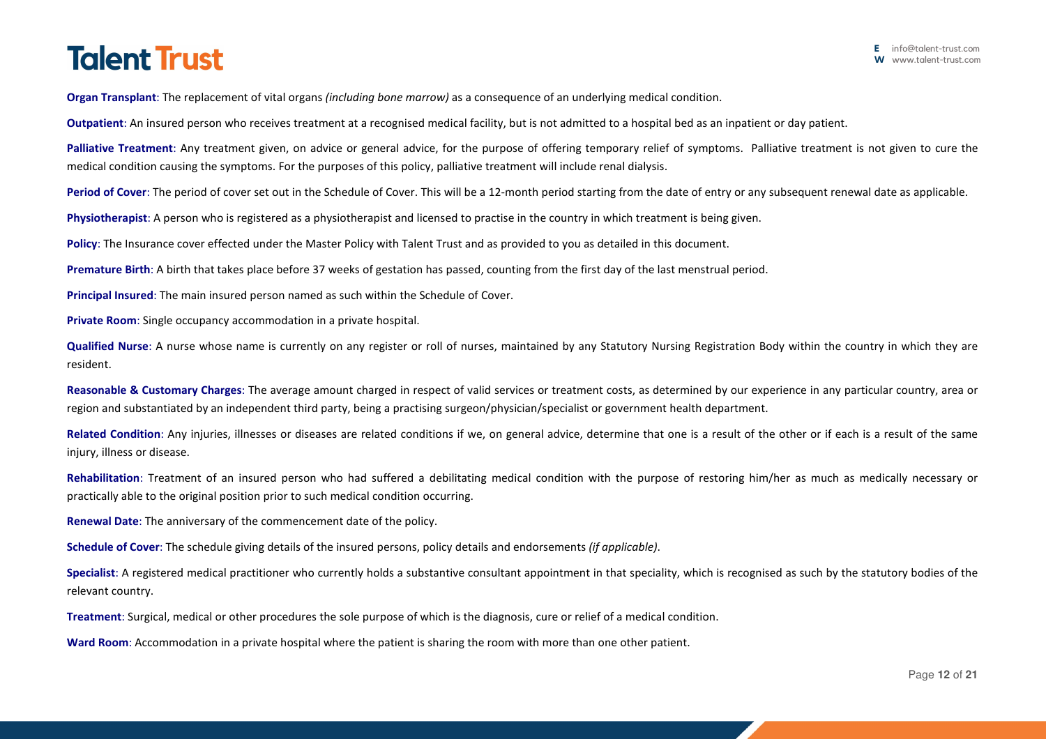**Organ Transplant**: The replacement of vital organs *(including bone marrow)* as a consequence of an underlying medical condition.

**Outpatient**: An insured person who receives treatment at a recognised medical facility, but is not admitted to a hospital bed as an inpatient or day patient.

**Palliative Treatment**: Any treatment given, on advice or general advice, for the purpose of offering temporary relief of symptoms. Palliative treatment is not given to cure the medical condition causing the symptoms. For the purposes of this policy, palliative treatment will include renal dialysis.

**Period of Cover**: The period of cover set out in the Schedule of Cover. This will be a 12-month period starting from the date of entry or any subsequent renewal date as applicable.

**Physiotherapist**: A person who is registered as a physiotherapist and licensed to practise in the country in which treatment is being given.

**Policy**: The Insurance cover effected under the Master Policy with Talent Trust and as provided to you as detailed in this document.

**Premature Birth**: A birth that takes place before 37 weeks of gestation has passed, counting from the first day of the last menstrual period.

**Principal Insured**: The main insured person named as such within the Schedule of Cover.

**Private Room**: Single occupancy accommodation in a private hospital.

**Qualified Nurse**: A nurse whose name is currently on any register or roll of nurses, maintained by any Statutory Nursing Registration Body within the country in which they are resident.

**Reasonable & Customary Charges**: The average amount charged in respect of valid services or treatment costs, as determined by our experience in any particular country, area or region and substantiated by an independent third party, being a practising surgeon/physician/specialist or government health department.

**Related Condition**: Any injuries, illnesses or diseases are related conditions if we, on general advice, determine that one is a result of the other or if each is a result of the same injury, illness or disease.

**Rehabilitation**: Treatment of an insured person who had suffered a debilitating medical condition with the purpose of restoring him/her as much as medically necessary or practically able to the original position prior to such medical condition occurring.

**Renewal Date**: The anniversary of the commencement date of the policy.

**Schedule of Cover**: The schedule giving details of the insured persons, policy details and endorsements *(if applicable)*.

**Specialist**: A registered medical practitioner who currently holds a substantive consultant appointment in that speciality, which is recognised as such by the statutory bodies of the relevant country.

**Treatment**: Surgical, medical or other procedures the sole purpose of which is the diagnosis, cure or relief of a medical condition.

**Ward Room**: Accommodation in a private hospital where the patient is sharing the room with more than one other patient.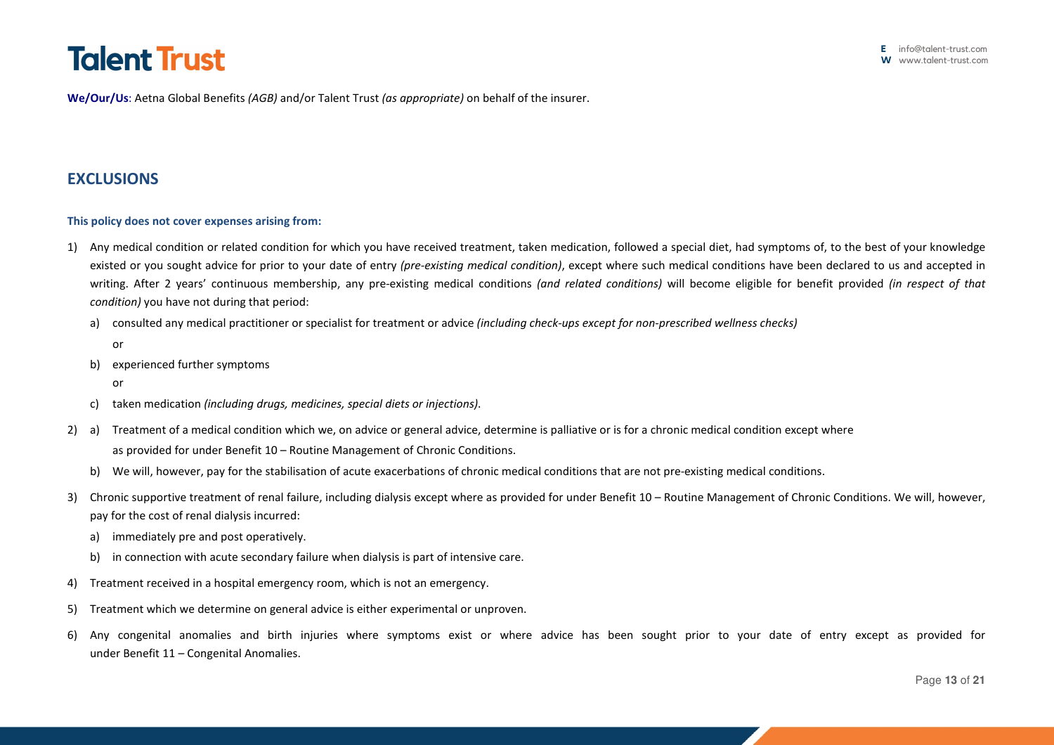**We/Our/Us**: Aetna Global Benefits *(AGB)* and/or Talent Trust *(as appropriate)* on behalf of the insurer.

## EXCLUSIONS

**This policy does not cover expenses arising from:**

1) Any medical condition or related condition for which you have received treatment, taken medication, followed a special diet, had symptoms of, to the best of your knowledge existed or you sought advice for prior to your date of entry *(pre-existing medical condition)*, except where such medical conditions have been declared to us and accepted in writing. After 2 years' continuous membership, any pre-existing medical conditions *(and related conditions)* will become eligible for benefit provided *(in respect of that condition)* you have not during that period:
   a) consulted any medical practitioner or specialist for treatment or advice *(including check-ups except for non-prescribed wellness checks)*
      or
   b) experienced further symptoms
      or
   c) taken medication *(including drugs, medicines, special diets or injections)*.
2) a) Treatment of a medical condition which we, on advice or general advice, determine is palliative or is for a chronic medical condition except where as provided for under Benefit 10 – Routine Management of Chronic Conditions.
   b) We will, however, pay for the stabilisation of acute exacerbations of chronic medical conditions that are not pre-existing medical conditions.
3) Chronic supportive treatment of renal failure, including dialysis except where as provided for under Benefit 10 – Routine Management of Chronic Conditions. We will, however, pay for the cost of renal dialysis incurred:
   a) immediately pre and post operatively.
   b) in connection with acute secondary failure when dialysis is part of intensive care.
4) Treatment received in a hospital emergency room, which is not an emergency.
5) Treatment which we determine on general advice is either experimental or unproven.
6) Any congenital anomalies and birth injuries where symptoms exist or where advice has been sought prior to your date of entry except as provided for under Benefit 11 – Congenital Anomalies.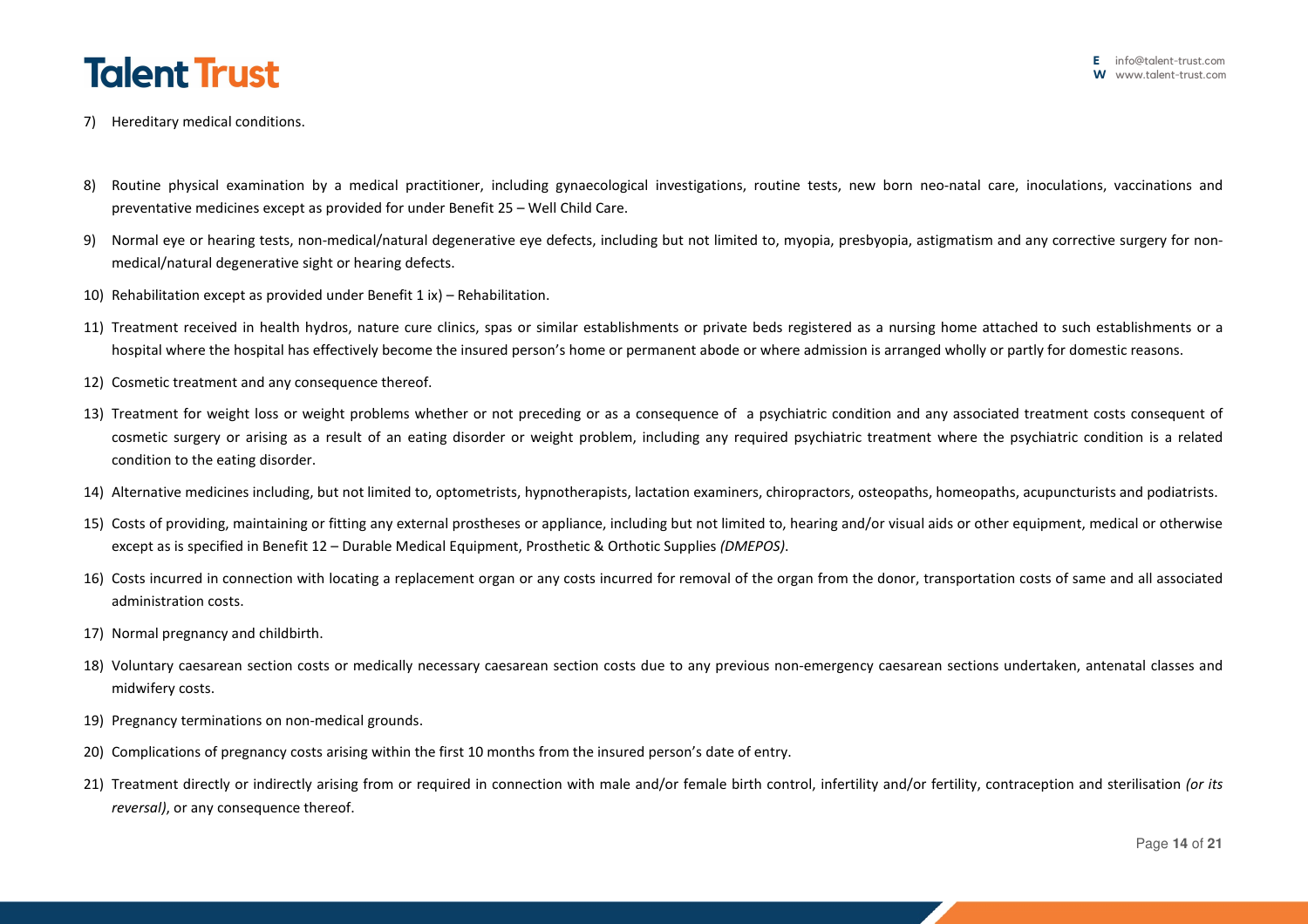7) Hereditary medical conditions.

8) Routine physical examination by a medical practitioner, including gynaecological investigations, routine tests, new born neo-natal care, inoculations, vaccinations and preventative medicines except as provided for under Benefit 25 – Well Child Care.

9) Normal eye or hearing tests, non-medical/natural degenerative eye defects, including but not limited to, myopia, presbyopia, astigmatism and any corrective surgery for non-medical/natural degenerative sight or hearing defects.

10) Rehabilitation except as provided under Benefit 1 ix) – Rehabilitation.

11) Treatment received in health hydros, nature cure clinics, spas or similar establishments or private beds registered as a nursing home attached to such establishments or a hospital where the hospital has effectively become the insured person's home or permanent abode or where admission is arranged wholly or partly for domestic reasons.

12) Cosmetic treatment and any consequence thereof.

13) Treatment for weight loss or weight problems whether or not preceding or as a consequence of a psychiatric condition and any associated treatment costs consequent of cosmetic surgery or arising as a result of an eating disorder or weight problem, including any required psychiatric treatment where the psychiatric condition is a related condition to the eating disorder.

14) Alternative medicines including, but not limited to, optometrists, hypnotherapists, lactation examiners, chiropractors, osteopaths, homeopaths, acupuncturists and podiatrists.

15) Costs of providing, maintaining or fitting any external prostheses or appliance, including but not limited to, hearing and/or visual aids or other equipment, medical or otherwise except as is specified in Benefit 12 – Durable Medical Equipment, Prosthetic & Orthotic Supplies *(DMEPOS)*.

16) Costs incurred in connection with locating a replacement organ or any costs incurred for removal of the organ from the donor, transportation costs of same and all associated administration costs.

17) Normal pregnancy and childbirth.

18) Voluntary caesarean section costs or medically necessary caesarean section costs due to any previous non-emergency caesarean sections undertaken, antenatal classes and midwifery costs.

19) Pregnancy terminations on non-medical grounds.

20) Complications of pregnancy costs arising within the first 10 months from the insured person's date of entry.

21) Treatment directly or indirectly arising from or required in connection with male and/or female birth control, infertility and/or fertility, contraception and sterilisation *(or its reversal)*, or any consequence thereof.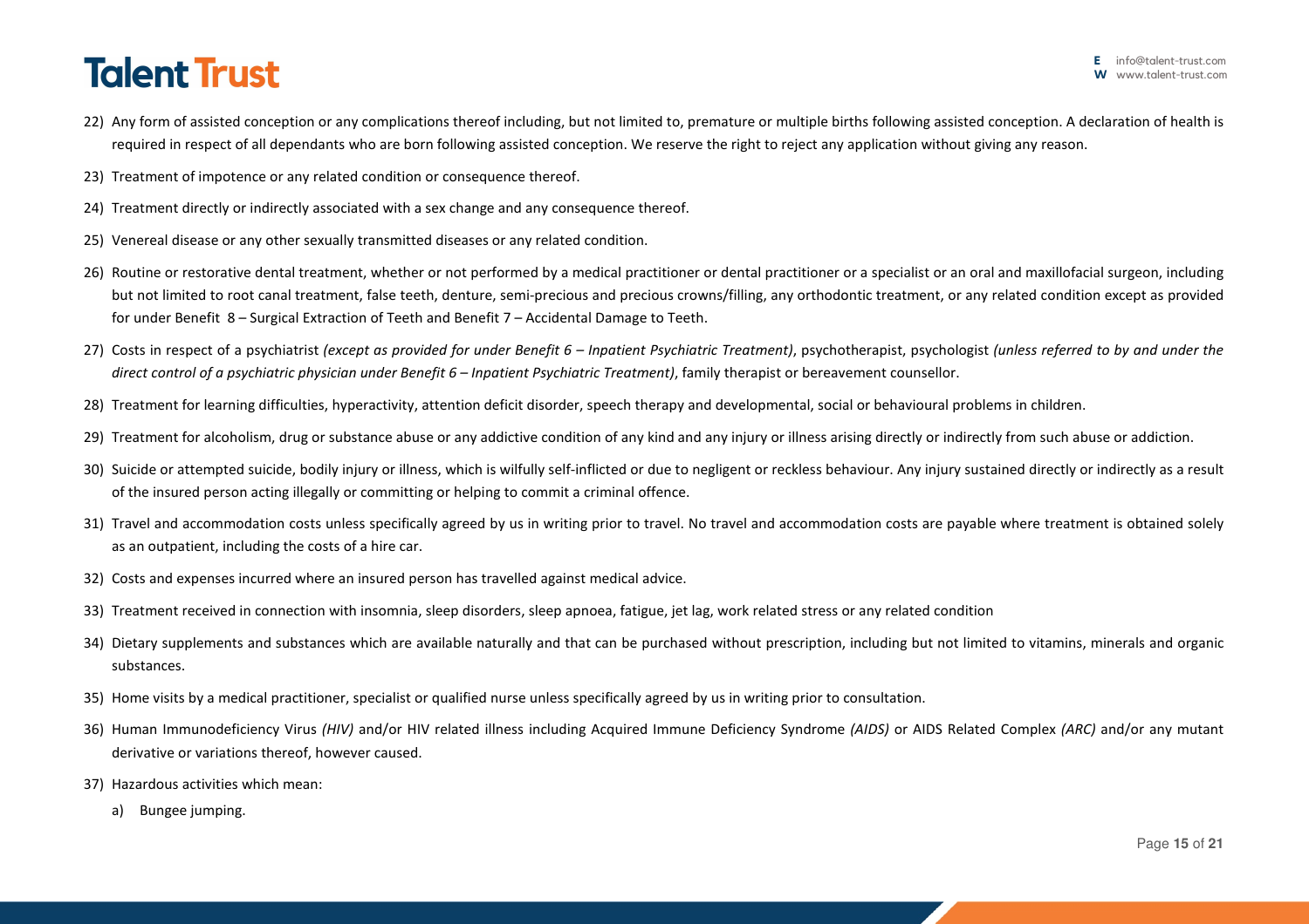22) Any form of assisted conception or any complications thereof including, but not limited to, premature or multiple births following assisted conception. A declaration of health is required in respect of all dependants who are born following assisted conception. We reserve the right to reject any application without giving any reason.

23) Treatment of impotence or any related condition or consequence thereof.

24) Treatment directly or indirectly associated with a sex change and any consequence thereof.

25) Venereal disease or any other sexually transmitted diseases or any related condition.

26) Routine or restorative dental treatment, whether or not performed by a medical practitioner or dental practitioner or a specialist or an oral and maxillofacial surgeon, including but not limited to root canal treatment, false teeth, denture, semi-precious and precious crowns/filling, any orthodontic treatment, or any related condition except as provided for under Benefit 8 – Surgical Extraction of Teeth and Benefit 7 – Accidental Damage to Teeth.

27) Costs in respect of a psychiatrist *(except as provided for under Benefit 6 – Inpatient Psychiatric Treatment)*, psychotherapist, psychologist *(unless referred to by and under the direct control of a psychiatric physician under Benefit 6 – Inpatient Psychiatric Treatment)*, family therapist or bereavement counsellor.

28) Treatment for learning difficulties, hyperactivity, attention deficit disorder, speech therapy and developmental, social or behavioural problems in children.

29) Treatment for alcoholism, drug or substance abuse or any addictive condition of any kind and any injury or illness arising directly or indirectly from such abuse or addiction.

30) Suicide or attempted suicide, bodily injury or illness, which is wilfully self-inflicted or due to negligent or reckless behaviour. Any injury sustained directly or indirectly as a result of the insured person acting illegally or committing or helping to commit a criminal offence.

31) Travel and accommodation costs unless specifically agreed by us in writing prior to travel. No travel and accommodation costs are payable where treatment is obtained solely as an outpatient, including the costs of a hire car.

32) Costs and expenses incurred where an insured person has travelled against medical advice.

33) Treatment received in connection with insomnia, sleep disorders, sleep apnoea, fatigue, jet lag, work related stress or any related condition

34) Dietary supplements and substances which are available naturally and that can be purchased without prescription, including but not limited to vitamins, minerals and organic substances.

35) Home visits by a medical practitioner, specialist or qualified nurse unless specifically agreed by us in writing prior to consultation.

36) Human Immunodeficiency Virus *(HIV)* and/or HIV related illness including Acquired Immune Deficiency Syndrome *(AIDS)* or AIDS Related Complex *(ARC)* and/or any mutant derivative or variations thereof, however caused.

37) Hazardous activities which mean:

    a) Bungee jumping.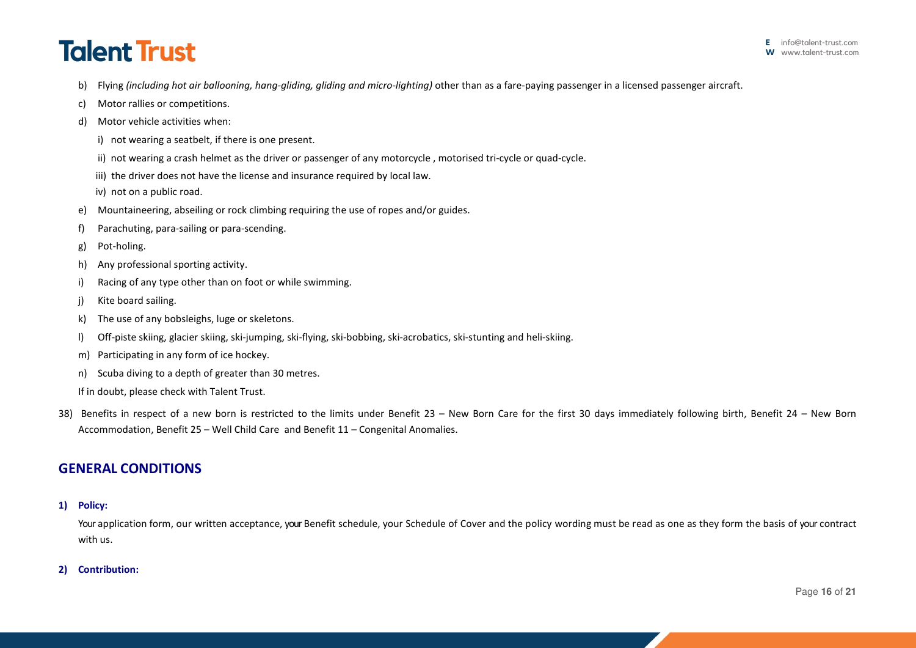b) Flying *(including hot air ballooning, hang-gliding, gliding and micro-lighting)* other than as a fare-paying passenger in a licensed passenger aircraft.

c) Motor rallies or competitions.

d) Motor vehicle activities when:

  i) not wearing a seatbelt, if there is one present.

  ii) not wearing a crash helmet as the driver or passenger of any motorcycle , motorised tri-cycle or quad-cycle.

  iii) the driver does not have the license and insurance required by local law.

  iv) not on a public road.

e) Mountaineering, abseiling or rock climbing requiring the use of ropes and/or guides.

f) Parachuting, para-sailing or para-scending.

g) Pot-holing.

h) Any professional sporting activity.

i) Racing of any type other than on foot or while swimming.

j) Kite board sailing.

k) The use of any bobsleighs, luge or skeletons.

l) Off-piste skiing, glacier skiing, ski-jumping, ski-flying, ski-bobbing, ski-acrobatics, ski-stunting and heli-skiing.

m) Participating in any form of ice hockey.

n) Scuba diving to a depth of greater than 30 metres.

If in doubt, please check with Talent Trust.

38) Benefits in respect of a new born is restricted to the limits under Benefit 23 – New Born Care for the first 30 days immediately following birth, Benefit 24 – New Born Accommodation, Benefit 25 – Well Child Care and Benefit 11 – Congenital Anomalies.

## GENERAL CONDITIONS

**1) Policy:**

Your application form, our written acceptance, your Benefit schedule, your Schedule of Cover and the policy wording must be read as one as they form the basis of your contract with us.

**2) Contribution:**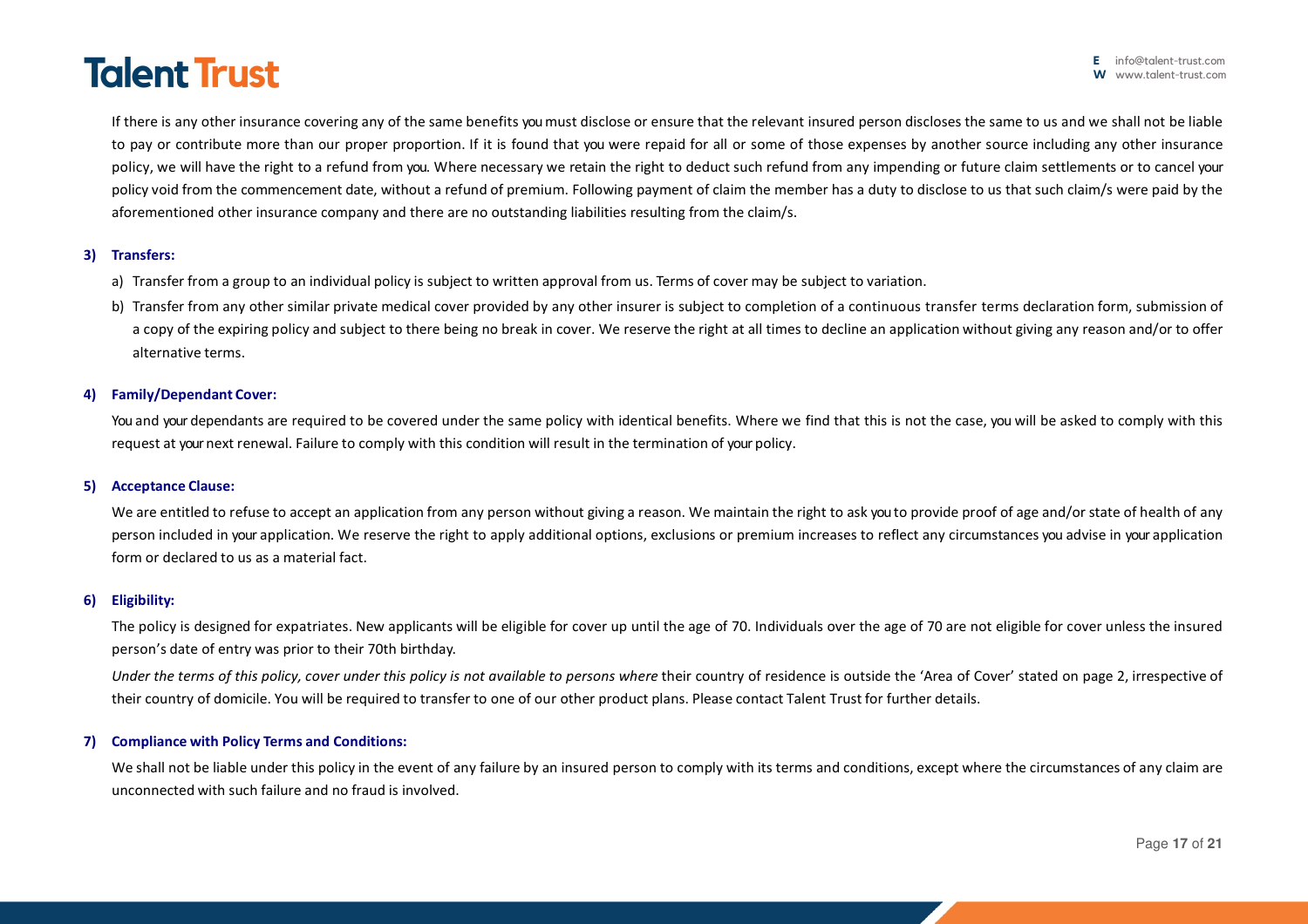If there is any other insurance covering any of the same benefits you must disclose or ensure that the relevant insured person discloses the same to us and we shall not be liable to pay or contribute more than our proper proportion. If it is found that you were repaid for all or some of those expenses by another source including any other insurance policy, we will have the right to a refund from you. Where necessary we retain the right to deduct such refund from any impending or future claim settlements or to cancel your policy void from the commencement date, without a refund of premium. Following payment of claim the member has a duty to disclose to us that such claim/s were paid by the aforementioned other insurance company and there are no outstanding liabilities resulting from the claim/s.

**3) Transfers:**

a) Transfer from a group to an individual policy is subject to written approval from us. Terms of cover may be subject to variation.

b) Transfer from any other similar private medical cover provided by any other insurer is subject to completion of a continuous transfer terms declaration form, submission of a copy of the expiring policy and subject to there being no break in cover. We reserve the right at all times to decline an application without giving any reason and/or to offer alternative terms.

**4) Family/Dependant Cover:**

You and your dependants are required to be covered under the same policy with identical benefits. Where we find that this is not the case, you will be asked to comply with this request at your next renewal. Failure to comply with this condition will result in the termination of your policy.

**5) Acceptance Clause:**

We are entitled to refuse to accept an application from any person without giving a reason. We maintain the right to ask you to provide proof of age and/or state of health of any person included in your application. We reserve the right to apply additional options, exclusions or premium increases to reflect any circumstances you advise in your application form or declared to us as a material fact.

**6) Eligibility:**

The policy is designed for expatriates. New applicants will be eligible for cover up until the age of 70. Individuals over the age of 70 are not eligible for cover unless the insured person's date of entry was prior to their 70th birthday.

*Under the terms of this policy, cover under this policy is not available to persons where* their country of residence is outside the 'Area of Cover' stated on page 2, irrespective of their country of domicile. You will be required to transfer to one of our other product plans. Please contact Talent Trust for further details.

**7) Compliance with Policy Terms and Conditions:**

We shall not be liable under this policy in the event of any failure by an insured person to comply with its terms and conditions, except where the circumstances of any claim are unconnected with such failure and no fraud is involved.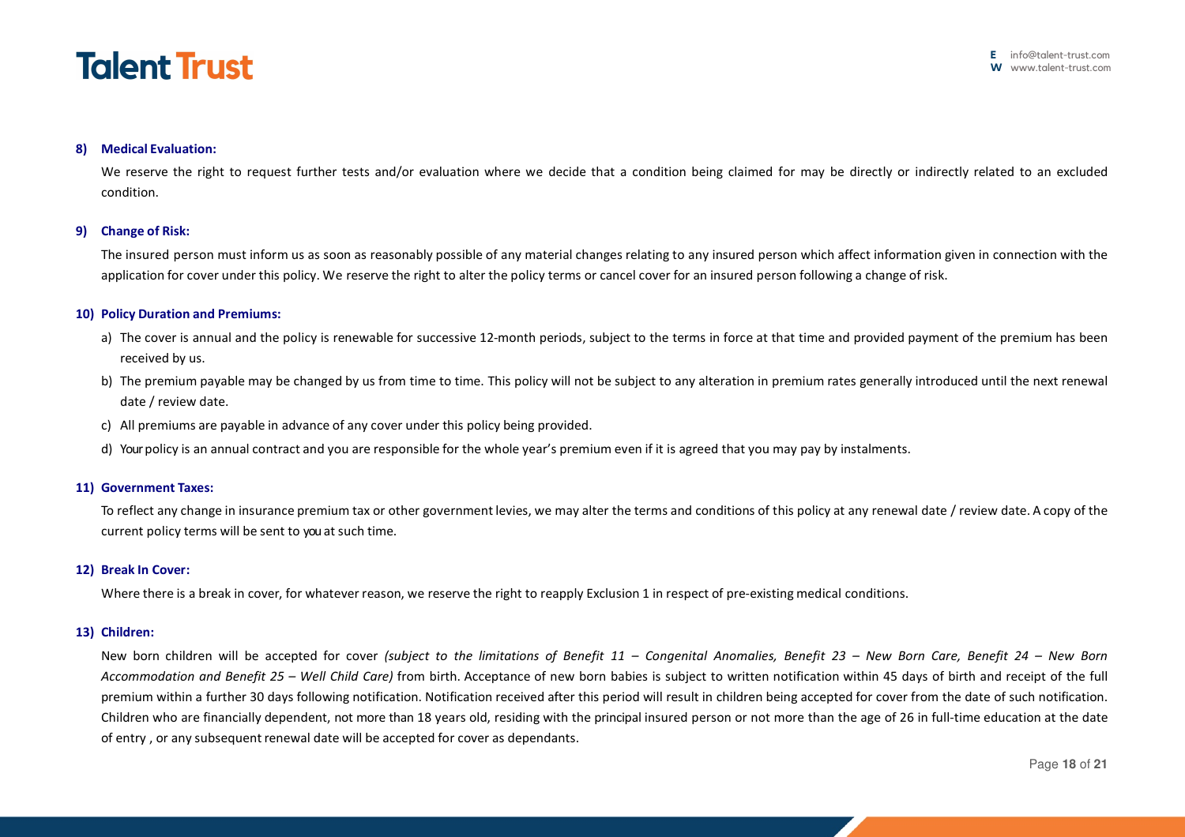**8) Medical Evaluation:**

We reserve the right to request further tests and/or evaluation where we decide that a condition being claimed for may be directly or indirectly related to an excluded condition.

**9) Change of Risk:**

The insured person must inform us as soon as reasonably possible of any material changes relating to any insured person which affect information given in connection with the application for cover under this policy. We reserve the right to alter the policy terms or cancel cover for an insured person following a change of risk.

**10) Policy Duration and Premiums:**

a) The cover is annual and the policy is renewable for successive 12-month periods, subject to the terms in force at that time and provided payment of the premium has been received by us.

b) The premium payable may be changed by us from time to time. This policy will not be subject to any alteration in premium rates generally introduced until the next renewal date / review date.

c) All premiums are payable in advance of any cover under this policy being provided.

d) Your policy is an annual contract and you are responsible for the whole year's premium even if it is agreed that you may pay by instalments.

**11) Government Taxes:**

To reflect any change in insurance premium tax or other government levies, we may alter the terms and conditions of this policy at any renewal date / review date. A copy of the current policy terms will be sent to you at such time.

**12) Break In Cover:**

Where there is a break in cover, for whatever reason, we reserve the right to reapply Exclusion 1 in respect of pre-existing medical conditions.

**13) Children:**

New born children will be accepted for cover *(subject to the limitations of Benefit 11 – Congenital Anomalies, Benefit 23 – New Born Care, Benefit 24 – New Born Accommodation and Benefit 25 – Well Child Care)* from birth. Acceptance of new born babies is subject to written notification within 45 days of birth and receipt of the full premium within a further 30 days following notification. Notification received after this period will result in children being accepted for cover from the date of such notification. Children who are financially dependent, not more than 18 years old, residing with the principal insured person or not more than the age of 26 in full-time education at the date of entry , or any subsequent renewal date will be accepted for cover as dependants.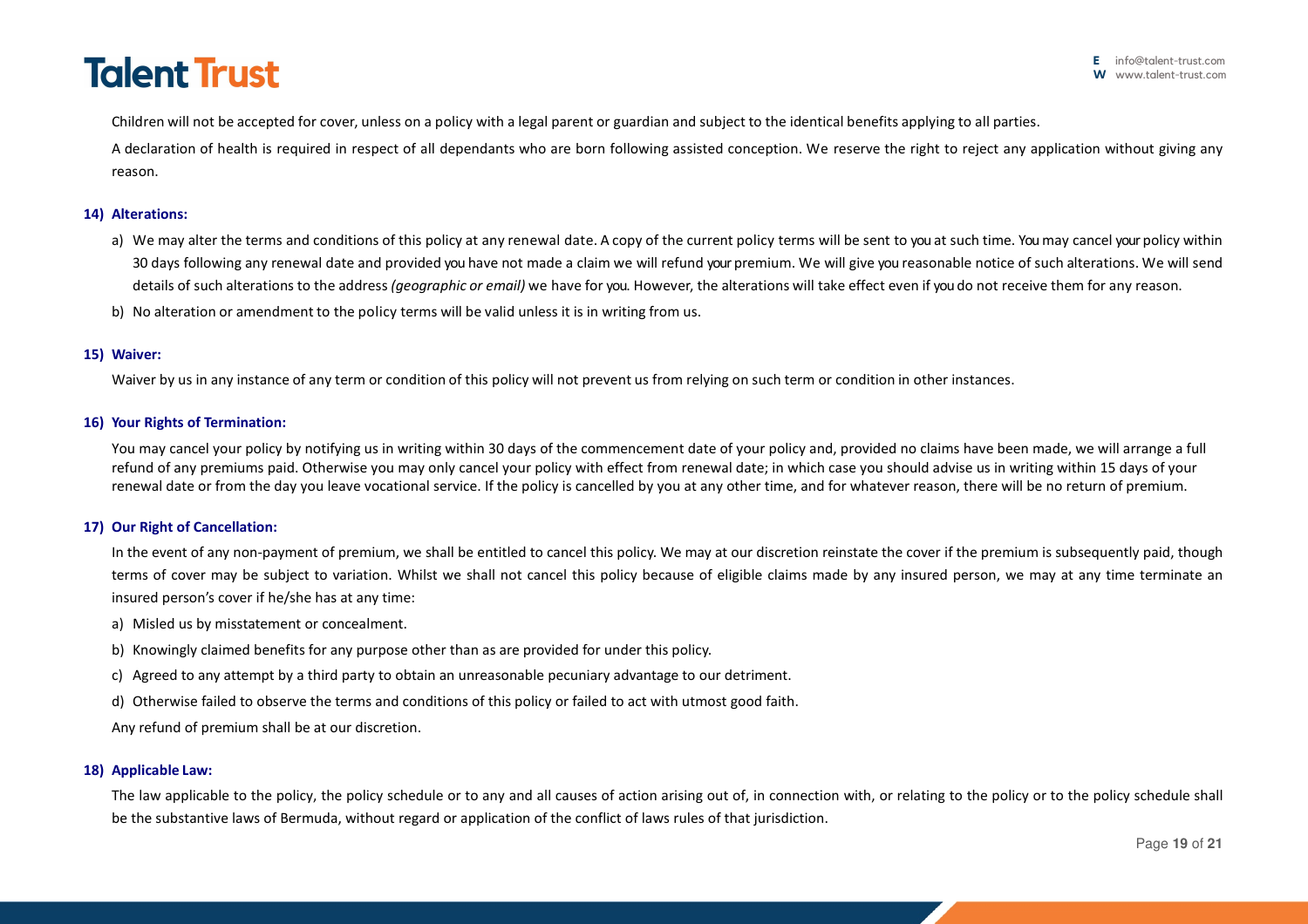Children will not be accepted for cover, unless on a policy with a legal parent or guardian and subject to the identical benefits applying to all parties.

A declaration of health is required in respect of all dependants who are born following assisted conception. We reserve the right to reject any application without giving any reason.

**14) Alterations:**

a) We may alter the terms and conditions of this policy at any renewal date. A copy of the current policy terms will be sent to you at such time. You may cancel your policy within 30 days following any renewal date and provided you have not made a claim we will refund your premium. We will give you reasonable notice of such alterations. We will send details of such alterations to the address *(geographic or email)* we have for you. However, the alterations will take effect even if you do not receive them for any reason.

b) No alteration or amendment to the policy terms will be valid unless it is in writing from us.

**15) Waiver:**

Waiver by us in any instance of any term or condition of this policy will not prevent us from relying on such term or condition in other instances.

**16) Your Rights of Termination:**

You may cancel your policy by notifying us in writing within 30 days of the commencement date of your policy and, provided no claims have been made, we will arrange a full refund of any premiums paid. Otherwise you may only cancel your policy with effect from renewal date; in which case you should advise us in writing within 15 days of your renewal date or from the day you leave vocational service. If the policy is cancelled by you at any other time, and for whatever reason, there will be no return of premium.

**17) Our Right of Cancellation:**

In the event of any non-payment of premium, we shall be entitled to cancel this policy. We may at our discretion reinstate the cover if the premium is subsequently paid, though terms of cover may be subject to variation. Whilst we shall not cancel this policy because of eligible claims made by any insured person, we may at any time terminate an insured person's cover if he/she has at any time:

a) Misled us by misstatement or concealment.

b) Knowingly claimed benefits for any purpose other than as are provided for under this policy.

c) Agreed to any attempt by a third party to obtain an unreasonable pecuniary advantage to our detriment.

d) Otherwise failed to observe the terms and conditions of this policy or failed to act with utmost good faith.

Any refund of premium shall be at our discretion.

**18) Applicable Law:**

The law applicable to the policy, the policy schedule or to any and all causes of action arising out of, in connection with, or relating to the policy or to the policy schedule shall be the substantive laws of Bermuda, without regard or application of the conflict of laws rules of that jurisdiction.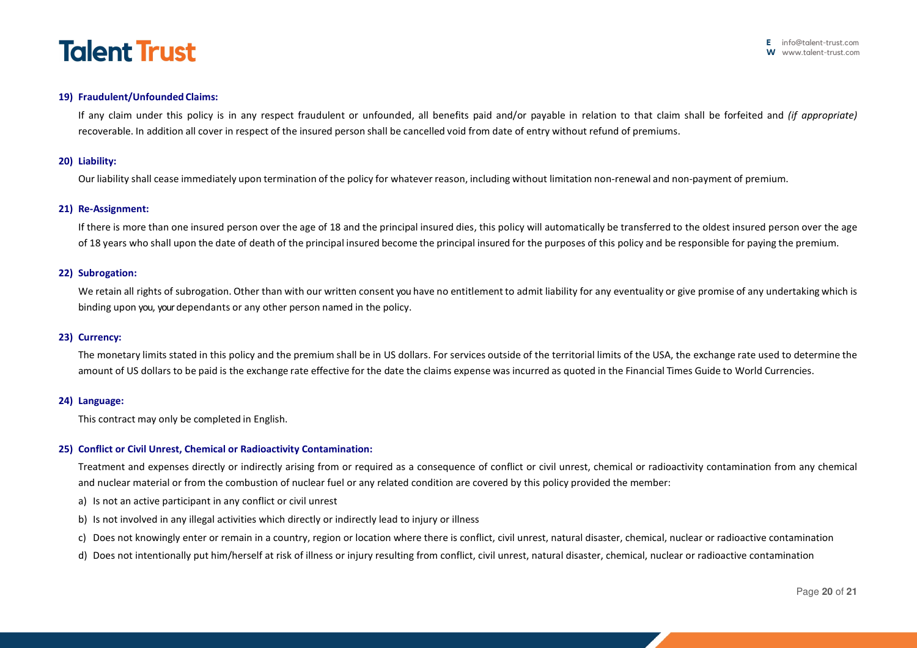**19) Fraudulent/Unfounded Claims:**

If any claim under this policy is in any respect fraudulent or unfounded, all benefits paid and/or payable in relation to that claim shall be forfeited and *(if appropriate)* recoverable. In addition all cover in respect of the insured person shall be cancelled void from date of entry without refund of premiums.

**20) Liability:**

Our liability shall cease immediately upon termination of the policy for whatever reason, including without limitation non-renewal and non-payment of premium.

**21) Re-Assignment:**

If there is more than one insured person over the age of 18 and the principal insured dies, this policy will automatically be transferred to the oldest insured person over the age of 18 years who shall upon the date of death of the principal insured become the principal insured for the purposes of this policy and be responsible for paying the premium.

**22) Subrogation:**

We retain all rights of subrogation. Other than with our written consent you have no entitlement to admit liability for any eventuality or give promise of any undertaking which is binding upon you, your dependants or any other person named in the policy.

**23) Currency:**

The monetary limits stated in this policy and the premium shall be in US dollars. For services outside of the territorial limits of the USA, the exchange rate used to determine the amount of US dollars to be paid is the exchange rate effective for the date the claims expense was incurred as quoted in the Financial Times Guide to World Currencies.

**24) Language:**

This contract may only be completed in English.

**25) Conflict or Civil Unrest, Chemical or Radioactivity Contamination:**

Treatment and expenses directly or indirectly arising from or required as a consequence of conflict or civil unrest, chemical or radioactivity contamination from any chemical and nuclear material or from the combustion of nuclear fuel or any related condition are covered by this policy provided the member:

a) Is not an active participant in any conflict or civil unrest

b) Is not involved in any illegal activities which directly or indirectly lead to injury or illness

c) Does not knowingly enter or remain in a country, region or location where there is conflict, civil unrest, natural disaster, chemical, nuclear or radioactive contamination

d) Does not intentionally put him/herself at risk of illness or injury resulting from conflict, civil unrest, natural disaster, chemical, nuclear or radioactive contamination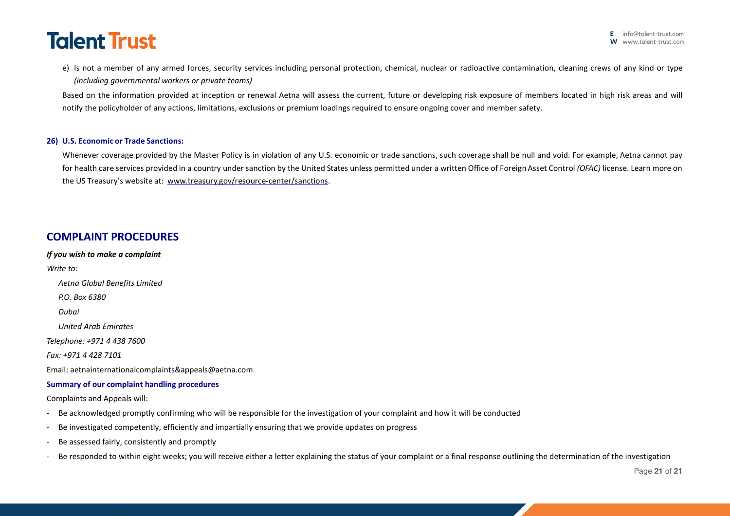e) Is not a member of any armed forces, security services including personal protection, chemical, nuclear or radioactive contamination, cleaning crews of any kind or type *(including governmental workers or private teams)*

Based on the information provided at inception or renewal Aetna will assess the current, future or developing risk exposure of members located in high risk areas and will notify the policyholder of any actions, limitations, exclusions or premium loadings required to ensure ongoing cover and member safety.

**26) U.S. Economic or Trade Sanctions:**

Whenever coverage provided by the Master Policy is in violation of any U.S. economic or trade sanctions, such coverage shall be null and void. For example, Aetna cannot pay for health care services provided in a country under sanction by the United States unless permitted under a written Office of Foreign Asset Control *(OFAC)* license. Learn more on the US Treasury's website at: www.treasury.gov/resource-center/sanctions.

## COMPLAINT PROCEDURES

***If you wish to make a complaint***

*Write to:*

*Aetna Global Benefits Limited*

*P.O. Box 6380*

*Dubai*

*United Arab Emirates*

*Telephone: +971 4 438 7600*

*Fax: +971 4 428 7101*

Email: aetnainternationalcomplaints&appeals@aetna.com

**Summary of our complaint handling procedures**

Complaints and Appeals will:

- Be acknowledged promptly confirming who will be responsible for the investigation of your complaint and how it will be conducted
- Be investigated competently, efficiently and impartially ensuring that we provide updates on progress
- Be assessed fairly, consistently and promptly
- Be responded to within eight weeks; you will receive either a letter explaining the status of your complaint or a final response outlining the determination of the investigation